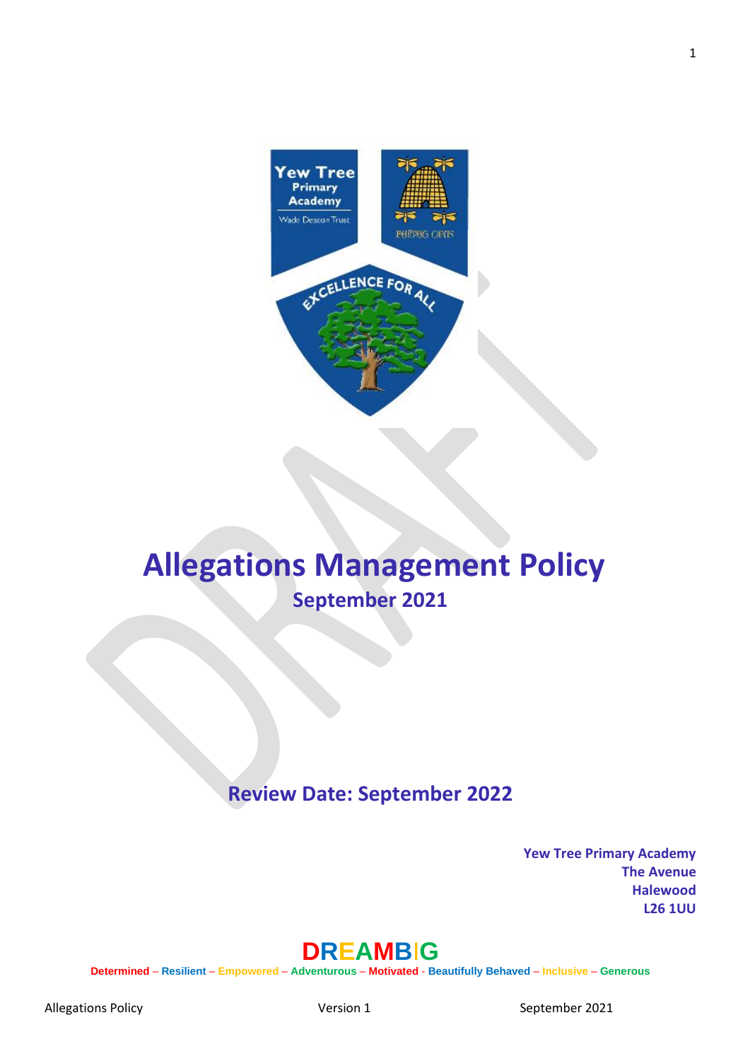# Allegations Management Policy

## September 2021

**Review Date: September 2022**

**Yew Tree Primary Academy**
**The Avenue**
**Halewood**
**L26 1UU**

**DREAMBIG**

**Determined – Resilient – Empowered – Adventurous – Motivated - Beautifully Behaved – Inclusive – Generous**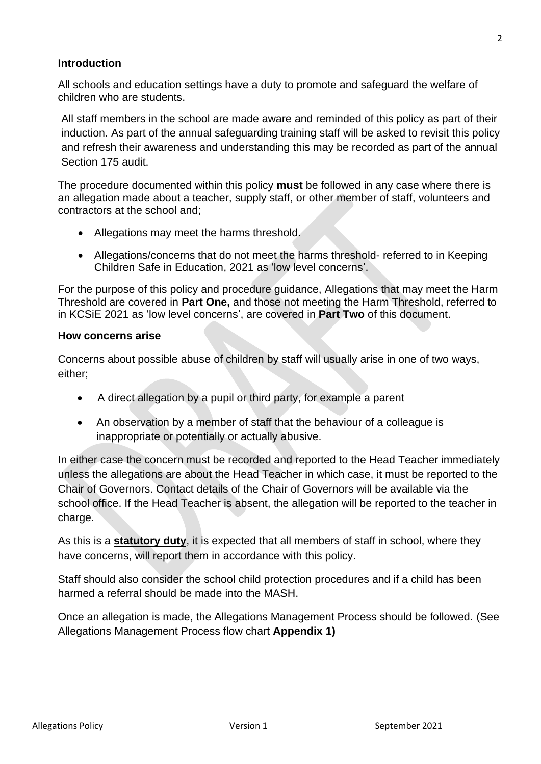### Introduction

All schools and education settings have a duty to promote and safeguard the welfare of children who are students.

All staff members in the school are made aware and reminded of this policy as part of their induction. As part of the annual safeguarding training staff will be asked to revisit this policy and refresh their awareness and understanding this may be recorded as part of the annual Section 175 audit.

The procedure documented within this policy **must** be followed in any case where there is an allegation made about a teacher, supply staff, or other member of staff, volunteers and contractors at the school and;

- Allegations may meet the harms threshold.
- Allegations/concerns that do not meet the harms threshold- referred to in Keeping Children Safe in Education, 2021 as 'low level concerns'.

For the purpose of this policy and procedure guidance, Allegations that may meet the Harm Threshold are covered in **Part One,** and those not meeting the Harm Threshold, referred to in KCSiE 2021 as 'low level concerns', are covered in **Part Two** of this document.

### How concerns arise

Concerns about possible abuse of children by staff will usually arise in one of two ways, either;

- A direct allegation by a pupil or third party, for example a parent
- An observation by a member of staff that the behaviour of a colleague is inappropriate or potentially or actually abusive.

In either case the concern must be recorded and reported to the Head Teacher immediately unless the allegations are about the Head Teacher in which case, it must be reported to the Chair of Governors. Contact details of the Chair of Governors will be available via the school office. If the Head Teacher is absent, the allegation will be reported to the teacher in charge.

As this is a <u>**statutory duty**</u>, it is expected that all members of staff in school, where they have concerns, will report them in accordance with this policy.

Staff should also consider the school child protection procedures and if a child has been harmed a referral should be made into the MASH.

Once an allegation is made, the Allegations Management Process should be followed. (See Allegations Management Process flow chart **Appendix 1)**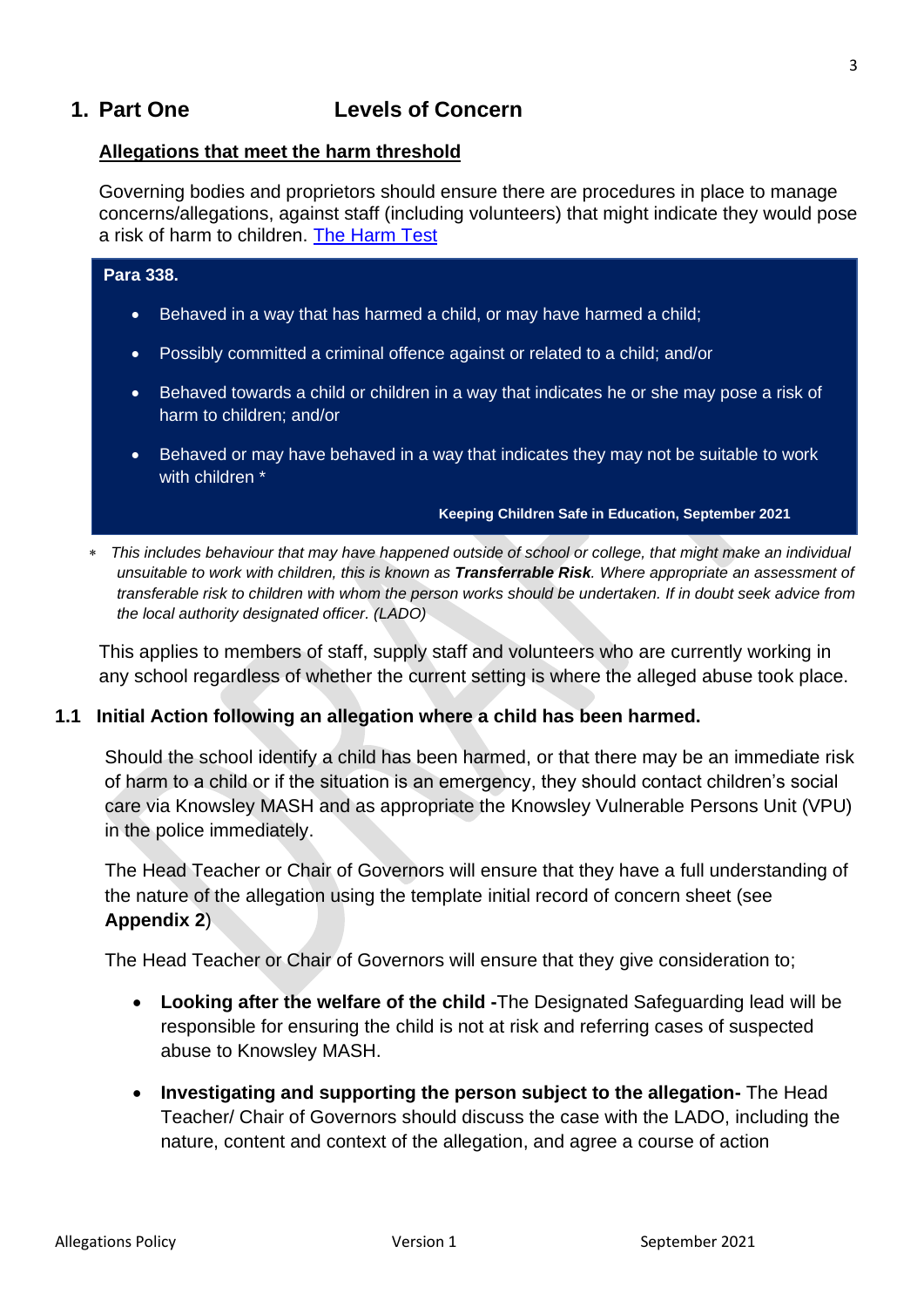# 1. Part One Levels of Concern

**Allegations that meet the harm threshold**

Governing bodies and proprietors should ensure there are procedures in place to manage concerns/allegations, against staff (including volunteers) that might indicate they would pose a risk of harm to children. [The Harm Test](#)

> **Para 338.**
>
> - Behaved in a way that has harmed a child, or may have harmed a child;
> - Possibly committed a criminal offence against or related to a child; and/or
> - Behaved towards a child or children in a way that indicates he or she may pose a risk of harm to children; and/or
> - Behaved or may have behaved in a way that indicates they may not be suitable to work with children *
>
> **Keeping Children Safe in Education, September 2021**

* *This includes behaviour that may have happened outside of school or college, that might make an individual unsuitable to work with children, this is known as **Transferrable Risk**. Where appropriate an assessment of transferable risk to children with whom the person works should be undertaken. If in doubt seek advice from the local authority designated officer. (LADO)*

This applies to members of staff, supply staff and volunteers who are currently working in any school regardless of whether the current setting is where the alleged abuse took place.

## 1.1 Initial Action following an allegation where a child has been harmed.

Should the school identify a child has been harmed, or that there may be an immediate risk of harm to a child or if the situation is an emergency, they should contact children's social care via Knowsley MASH and as appropriate the Knowsley Vulnerable Persons Unit (VPU) in the police immediately.

The Head Teacher or Chair of Governors will ensure that they have a full understanding of the nature of the allegation using the template initial record of concern sheet (see **Appendix 2**)

The Head Teacher or Chair of Governors will ensure that they give consideration to;

- **Looking after the welfare of the child -**The Designated Safeguarding lead will be responsible for ensuring the child is not at risk and referring cases of suspected abuse to Knowsley MASH.
- **Investigating and supporting the person subject to the allegation-** The Head Teacher/ Chair of Governors should discuss the case with the LADO, including the nature, content and context of the allegation, and agree a course of action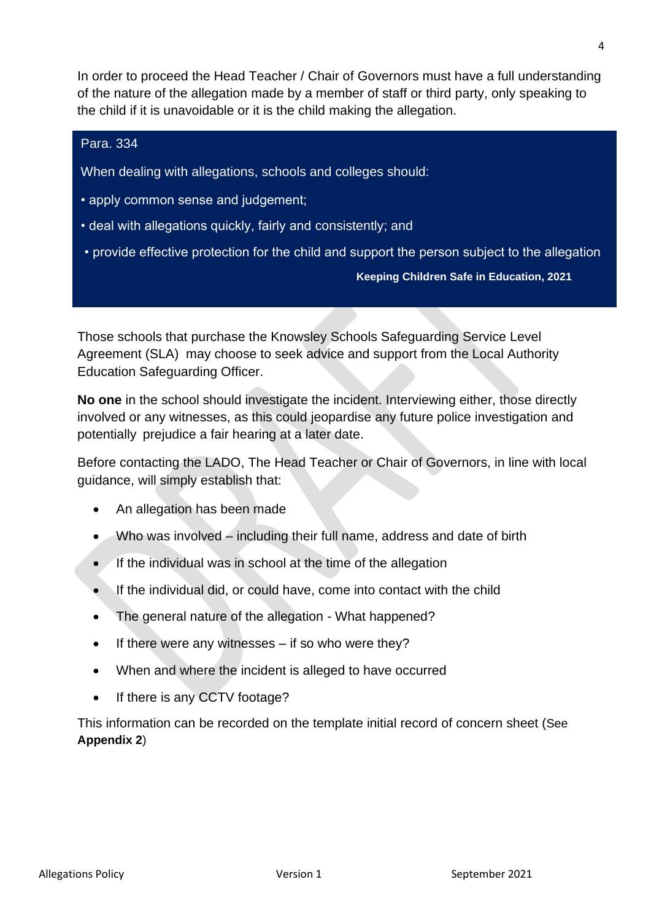In order to proceed the Head Teacher / Chair of Governors must have a full understanding of the nature of the allegation made by a member of staff or third party, only speaking to the child if it is unavoidable or it is the child making the allegation.

> Para. 334
>
> When dealing with allegations, schools and colleges should:
>
> • apply common sense and judgement;
>
> • deal with allegations quickly, fairly and consistently; and
>
> • provide effective protection for the child and support the person subject to the allegation
>
> **Keeping Children Safe in Education, 2021**

Those schools that purchase the Knowsley Schools Safeguarding Service Level Agreement (SLA) may choose to seek advice and support from the Local Authority Education Safeguarding Officer.

**No one** in the school should investigate the incident. Interviewing either, those directly involved or any witnesses, as this could jeopardise any future police investigation and potentially prejudice a fair hearing at a later date.

Before contacting the LADO, The Head Teacher or Chair of Governors, in line with local guidance, will simply establish that:

- An allegation has been made
- Who was involved – including their full name, address and date of birth
- If the individual was in school at the time of the allegation
- If the individual did, or could have, come into contact with the child
- The general nature of the allegation - What happened?
- If there were any witnesses – if so who were they?
- When and where the incident is alleged to have occurred
- If there is any CCTV footage?

This information can be recorded on the template initial record of concern sheet (See **Appendix 2**)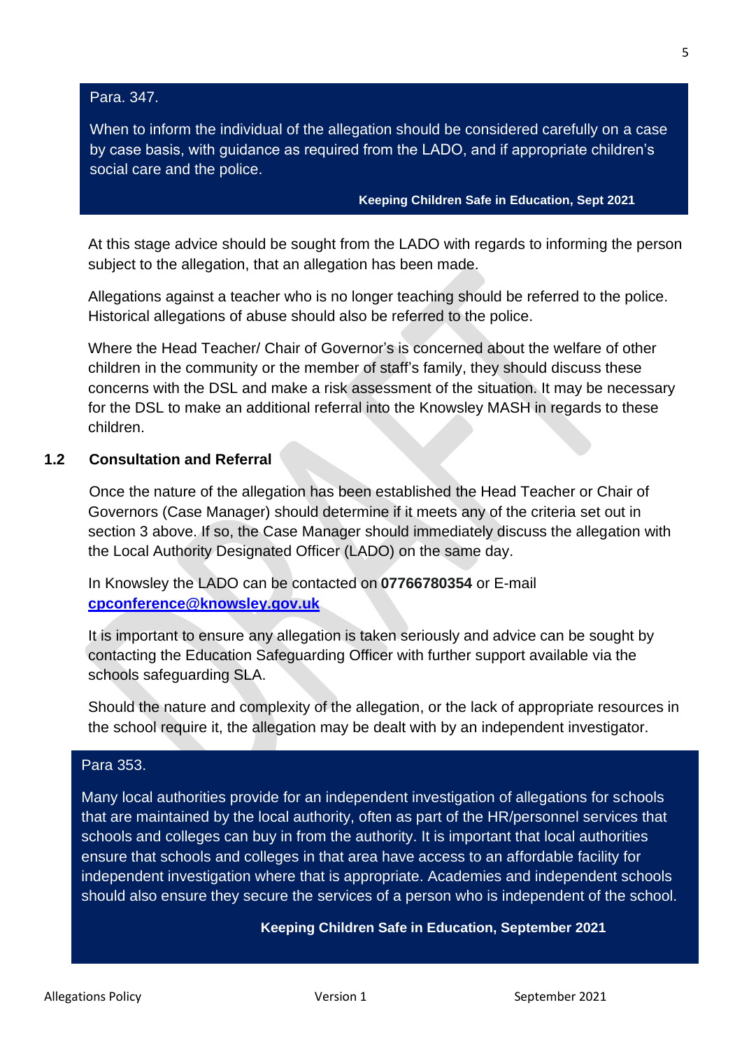> Para. 347.
>
> When to inform the individual of the allegation should be considered carefully on a case by case basis, with guidance as required from the LADO, and if appropriate children's social care and the police.
>
> **Keeping Children Safe in Education, Sept 2021**

At this stage advice should be sought from the LADO with regards to informing the person subject to the allegation, that an allegation has been made.

Allegations against a teacher who is no longer teaching should be referred to the police. Historical allegations of abuse should also be referred to the police.

Where the Head Teacher/ Chair of Governor's is concerned about the welfare of other children in the community or the member of staff's family, they should discuss these concerns with the DSL and make a risk assessment of the situation. It may be necessary for the DSL to make an additional referral into the Knowsley MASH in regards to these children.

## 1.2 Consultation and Referral

Once the nature of the allegation has been established the Head Teacher or Chair of Governors (Case Manager) should determine if it meets any of the criteria set out in section 3 above. If so, the Case Manager should immediately discuss the allegation with the Local Authority Designated Officer (LADO) on the same day.

In Knowsley the LADO can be contacted on **07766780354** or E-mail **cpconference@knowsley.gov.uk**

It is important to ensure any allegation is taken seriously and advice can be sought by contacting the Education Safeguarding Officer with further support available via the schools safeguarding SLA.

Should the nature and complexity of the allegation, or the lack of appropriate resources in the school require it, the allegation may be dealt with by an independent investigator.

> Para 353.
>
> Many local authorities provide for an independent investigation of allegations for schools that are maintained by the local authority, often as part of the HR/personnel services that schools and colleges can buy in from the authority. It is important that local authorities ensure that schools and colleges in that area have access to an affordable facility for independent investigation where that is appropriate. Academies and independent schools should also ensure they secure the services of a person who is independent of the school.
>
> **Keeping Children Safe in Education, September 2021**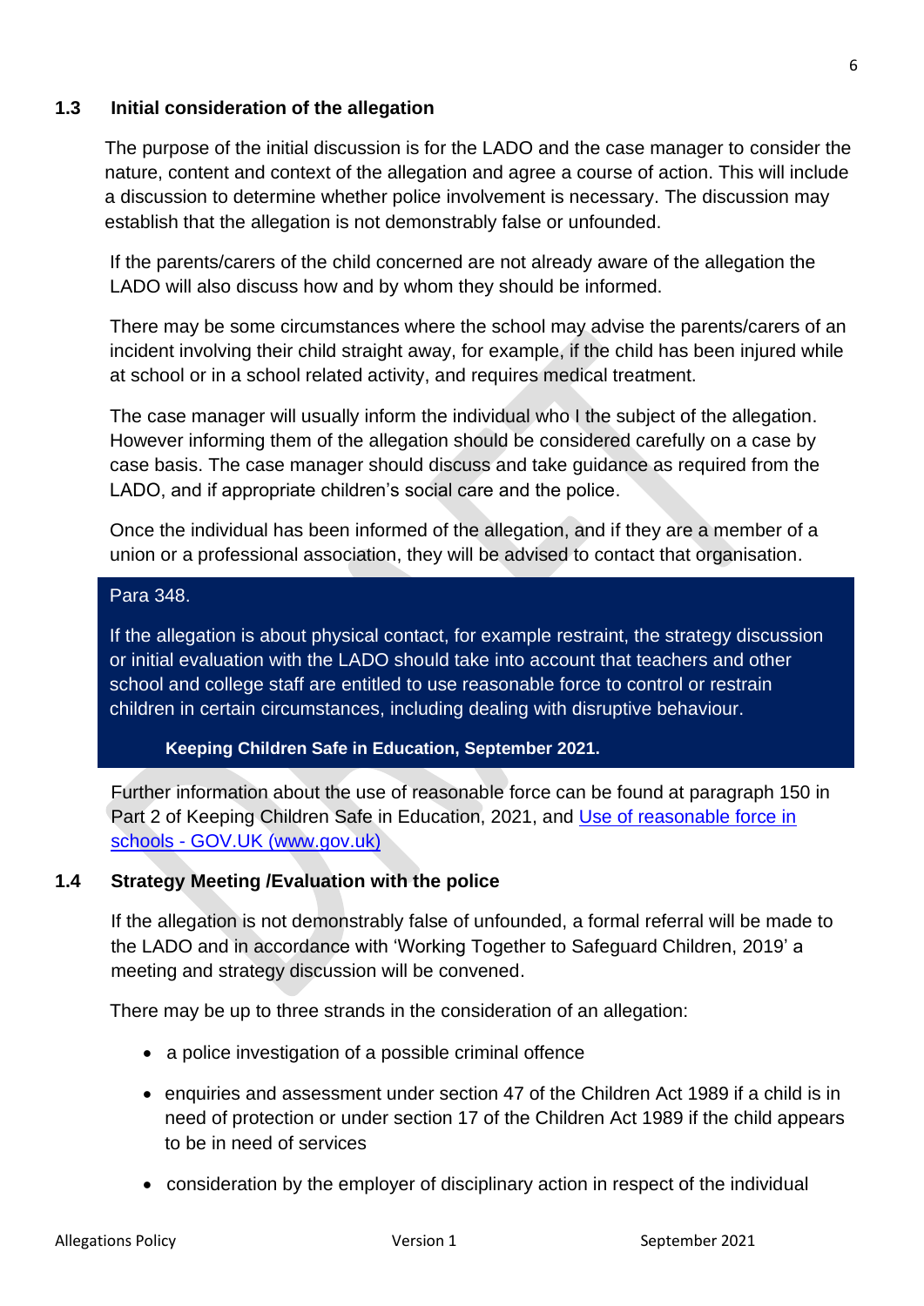## 1.3 Initial consideration of the allegation

The purpose of the initial discussion is for the LADO and the case manager to consider the nature, content and context of the allegation and agree a course of action. This will include a discussion to determine whether police involvement is necessary. The discussion may establish that the allegation is not demonstrably false or unfounded.

If the parents/carers of the child concerned are not already aware of the allegation the LADO will also discuss how and by whom they should be informed.

There may be some circumstances where the school may advise the parents/carers of an incident involving their child straight away, for example, if the child has been injured while at school or in a school related activity, and requires medical treatment.

The case manager will usually inform the individual who I the subject of the allegation. However informing them of the allegation should be considered carefully on a case by case basis. The case manager should discuss and take guidance as required from the LADO, and if appropriate children's social care and the police.

Once the individual has been informed of the allegation, and if they are a member of a union or a professional association, they will be advised to contact that organisation.

> Para 348.
>
> If the allegation is about physical contact, for example restraint, the strategy discussion or initial evaluation with the LADO should take into account that teachers and other school and college staff are entitled to use reasonable force to control or restrain children in certain circumstances, including dealing with disruptive behaviour.
>
> **Keeping Children Safe in Education, September 2021.**

Further information about the use of reasonable force can be found at paragraph 150 in Part 2 of Keeping Children Safe in Education, 2021, and [Use of reasonable force in schools - GOV.UK (www.gov.uk)](https://www.gov.uk)

## 1.4 Strategy Meeting /Evaluation with the police

If the allegation is not demonstrably false of unfounded, a formal referral will be made to the LADO and in accordance with 'Working Together to Safeguard Children, 2019' a meeting and strategy discussion will be convened.

There may be up to three strands in the consideration of an allegation:

- a police investigation of a possible criminal offence
- enquiries and assessment under section 47 of the Children Act 1989 if a child is in need of protection or under section 17 of the Children Act 1989 if the child appears to be in need of services
- consideration by the employer of disciplinary action in respect of the individual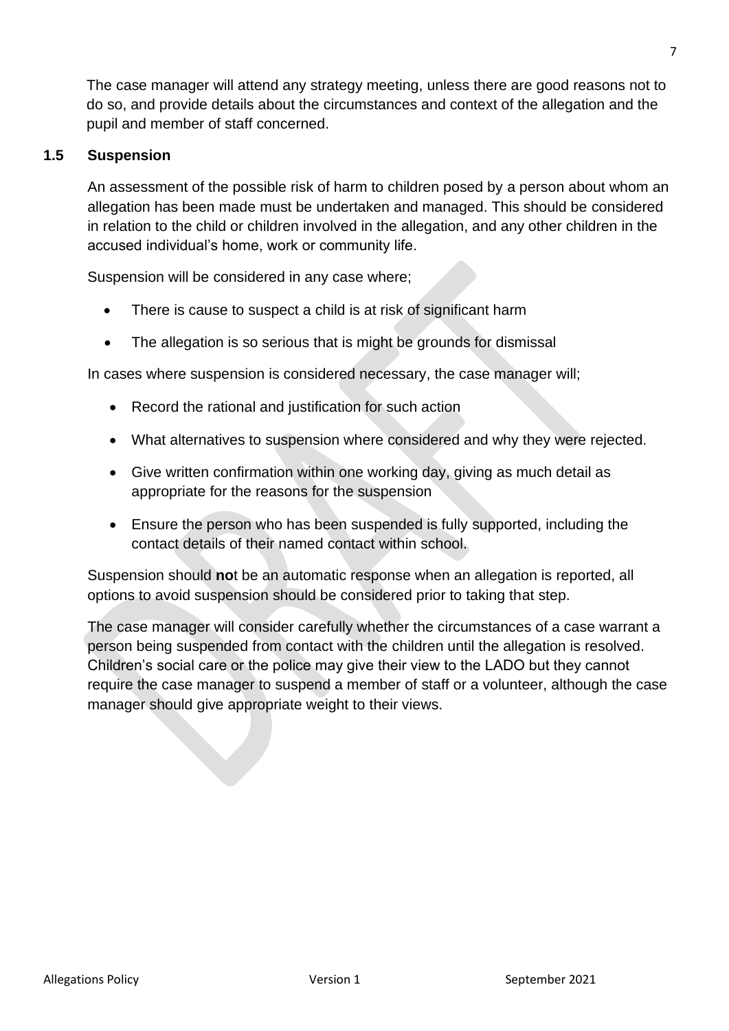The case manager will attend any strategy meeting, unless there are good reasons not to do so, and provide details about the circumstances and context of the allegation and the pupil and member of staff concerned.

## 1.5 Suspension

An assessment of the possible risk of harm to children posed by a person about whom an allegation has been made must be undertaken and managed. This should be considered in relation to the child or children involved in the allegation, and any other children in the accused individual's home, work or community life.

Suspension will be considered in any case where;

- There is cause to suspect a child is at risk of significant harm
- The allegation is so serious that is might be grounds for dismissal

In cases where suspension is considered necessary, the case manager will;

- Record the rational and justification for such action
- What alternatives to suspension where considered and why they were rejected.
- Give written confirmation within one working day, giving as much detail as appropriate for the reasons for the suspension
- Ensure the person who has been suspended is fully supported, including the contact details of their named contact within school.

Suspension should **no**t be an automatic response when an allegation is reported, all options to avoid suspension should be considered prior to taking that step.

The case manager will consider carefully whether the circumstances of a case warrant a person being suspended from contact with the children until the allegation is resolved. Children's social care or the police may give their view to the LADO but they cannot require the case manager to suspend a member of staff or a volunteer, although the case manager should give appropriate weight to their views.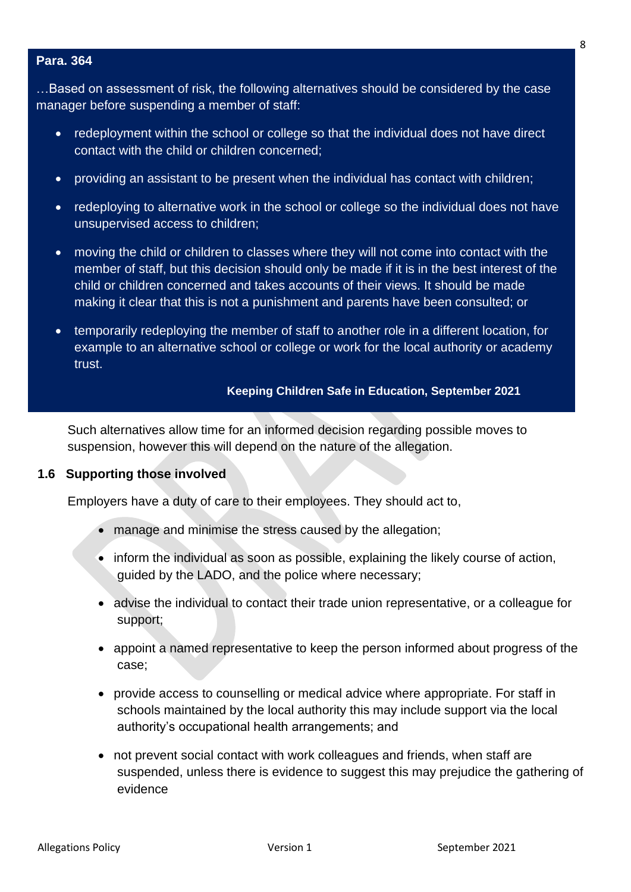**Para. 364**

…Based on assessment of risk, the following alternatives should be considered by the case manager before suspending a member of staff:

- redeployment within the school or college so that the individual does not have direct contact with the child or children concerned;
- providing an assistant to be present when the individual has contact with children;
- redeploying to alternative work in the school or college so the individual does not have unsupervised access to children;
- moving the child or children to classes where they will not come into contact with the member of staff, but this decision should only be made if it is in the best interest of the child or children concerned and takes accounts of their views. It should be made making it clear that this is not a punishment and parents have been consulted; or
- temporarily redeploying the member of staff to another role in a different location, for example to an alternative school or college or work for the local authority or academy trust.

**Keeping Children Safe in Education, September 2021**

Such alternatives allow time for an informed decision regarding possible moves to suspension, however this will depend on the nature of the allegation.

## 1.6 Supporting those involved

Employers have a duty of care to their employees. They should act to,

- manage and minimise the stress caused by the allegation;
- inform the individual as soon as possible, explaining the likely course of action, guided by the LADO, and the police where necessary;
- advise the individual to contact their trade union representative, or a colleague for support;
- appoint a named representative to keep the person informed about progress of the case;
- provide access to counselling or medical advice where appropriate. For staff in schools maintained by the local authority this may include support via the local authority's occupational health arrangements; and
- not prevent social contact with work colleagues and friends, when staff are suspended, unless there is evidence to suggest this may prejudice the gathering of evidence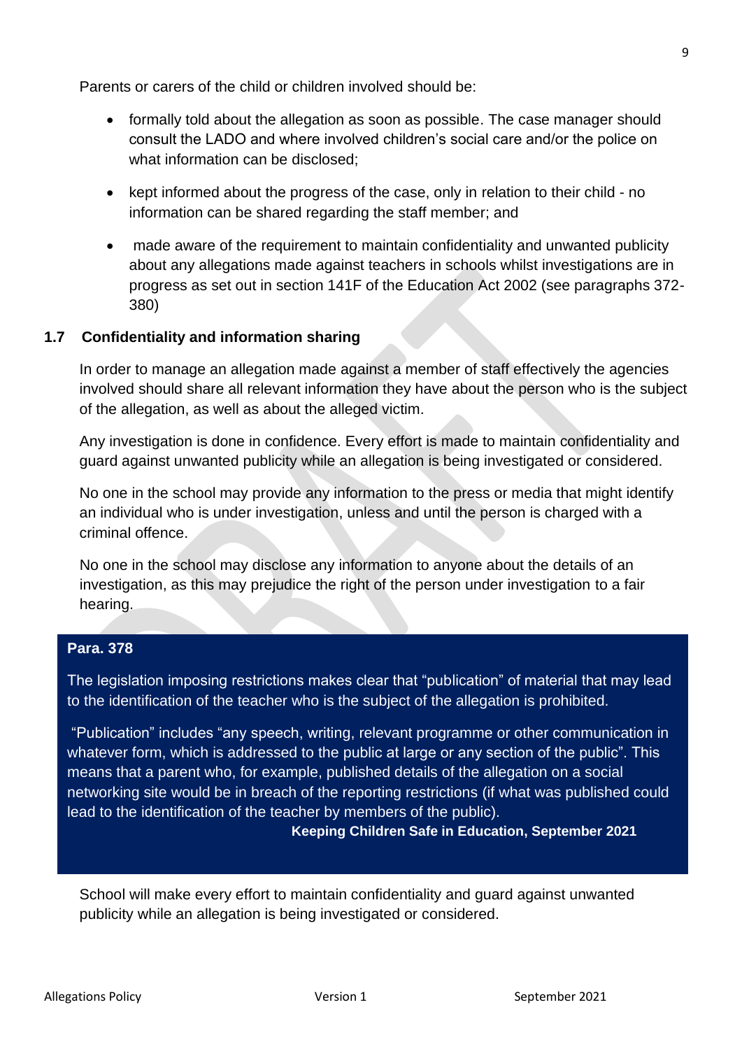Parents or carers of the child or children involved should be:

- formally told about the allegation as soon as possible. The case manager should consult the LADO and where involved children's social care and/or the police on what information can be disclosed;
- kept informed about the progress of the case, only in relation to their child - no information can be shared regarding the staff member; and
- made aware of the requirement to maintain confidentiality and unwanted publicity about any allegations made against teachers in schools whilst investigations are in progress as set out in section 141F of the Education Act 2002 (see paragraphs 372-380)

## 1.7 Confidentiality and information sharing

In order to manage an allegation made against a member of staff effectively the agencies involved should share all relevant information they have about the person who is the subject of the allegation, as well as about the alleged victim.

Any investigation is done in confidence. Every effort is made to maintain confidentiality and guard against unwanted publicity while an allegation is being investigated or considered.

No one in the school may provide any information to the press or media that might identify an individual who is under investigation, unless and until the person is charged with a criminal offence.

No one in the school may disclose any information to anyone about the details of an investigation, as this may prejudice the right of the person under investigation to a fair hearing.

> **Para. 378**
>
> The legislation imposing restrictions makes clear that "publication" of material that may lead to the identification of the teacher who is the subject of the allegation is prohibited.
>
> "Publication" includes "any speech, writing, relevant programme or other communication in whatever form, which is addressed to the public at large or any section of the public". This means that a parent who, for example, published details of the allegation on a social networking site would be in breach of the reporting restrictions (if what was published could lead to the identification of the teacher by members of the public).
>
> **Keeping Children Safe in Education, September 2021**

School will make every effort to maintain confidentiality and guard against unwanted publicity while an allegation is being investigated or considered.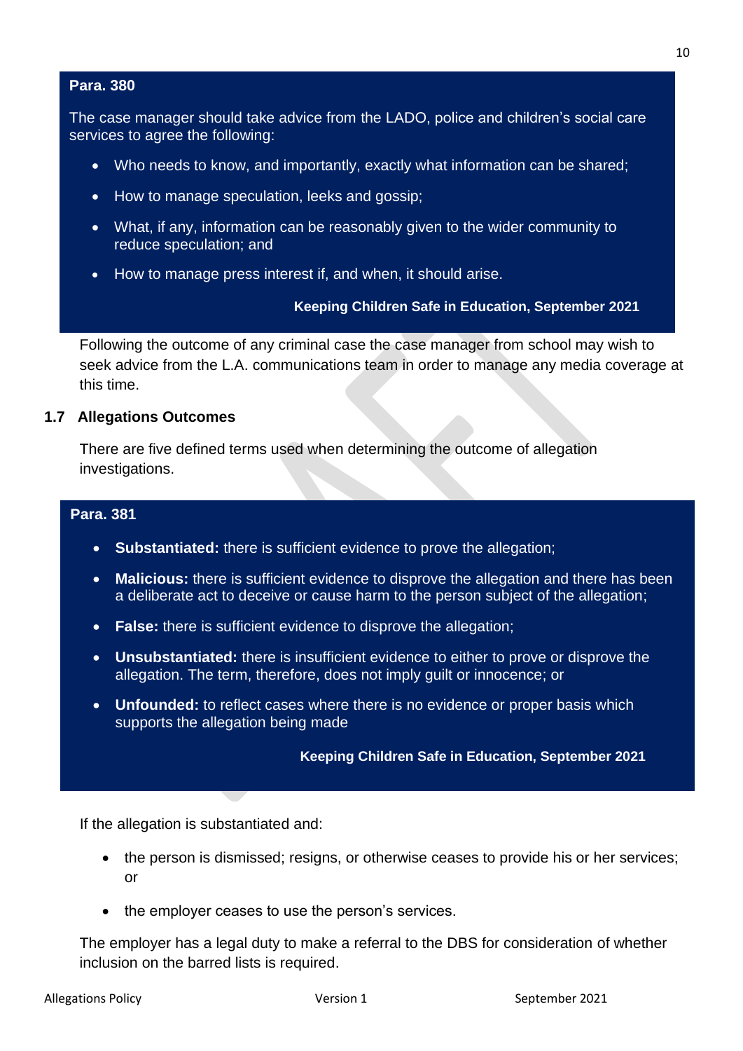**Para. 380**

The case manager should take advice from the LADO, police and children's social care services to agree the following:

- Who needs to know, and importantly, exactly what information can be shared;
- How to manage speculation, leeks and gossip;
- What, if any, information can be reasonably given to the wider community to reduce speculation; and
- How to manage press interest if, and when, it should arise.

**Keeping Children Safe in Education, September 2021**

Following the outcome of any criminal case the case manager from school may wish to seek advice from the L.A. communications team in order to manage any media coverage at this time.

## 1.7 Allegations Outcomes

There are five defined terms used when determining the outcome of allegation investigations.

**Para. 381**

- **Substantiated:** there is sufficient evidence to prove the allegation;
- **Malicious:** there is sufficient evidence to disprove the allegation and there has been a deliberate act to deceive or cause harm to the person subject of the allegation;
- **False:** there is sufficient evidence to disprove the allegation;
- **Unsubstantiated:** there is insufficient evidence to either to prove or disprove the allegation. The term, therefore, does not imply guilt or innocence; or
- **Unfounded:** to reflect cases where there is no evidence or proper basis which supports the allegation being made

**Keeping Children Safe in Education, September 2021**

If the allegation is substantiated and:

- the person is dismissed; resigns, or otherwise ceases to provide his or her services; or
- the employer ceases to use the person's services.

The employer has a legal duty to make a referral to the DBS for consideration of whether inclusion on the barred lists is required.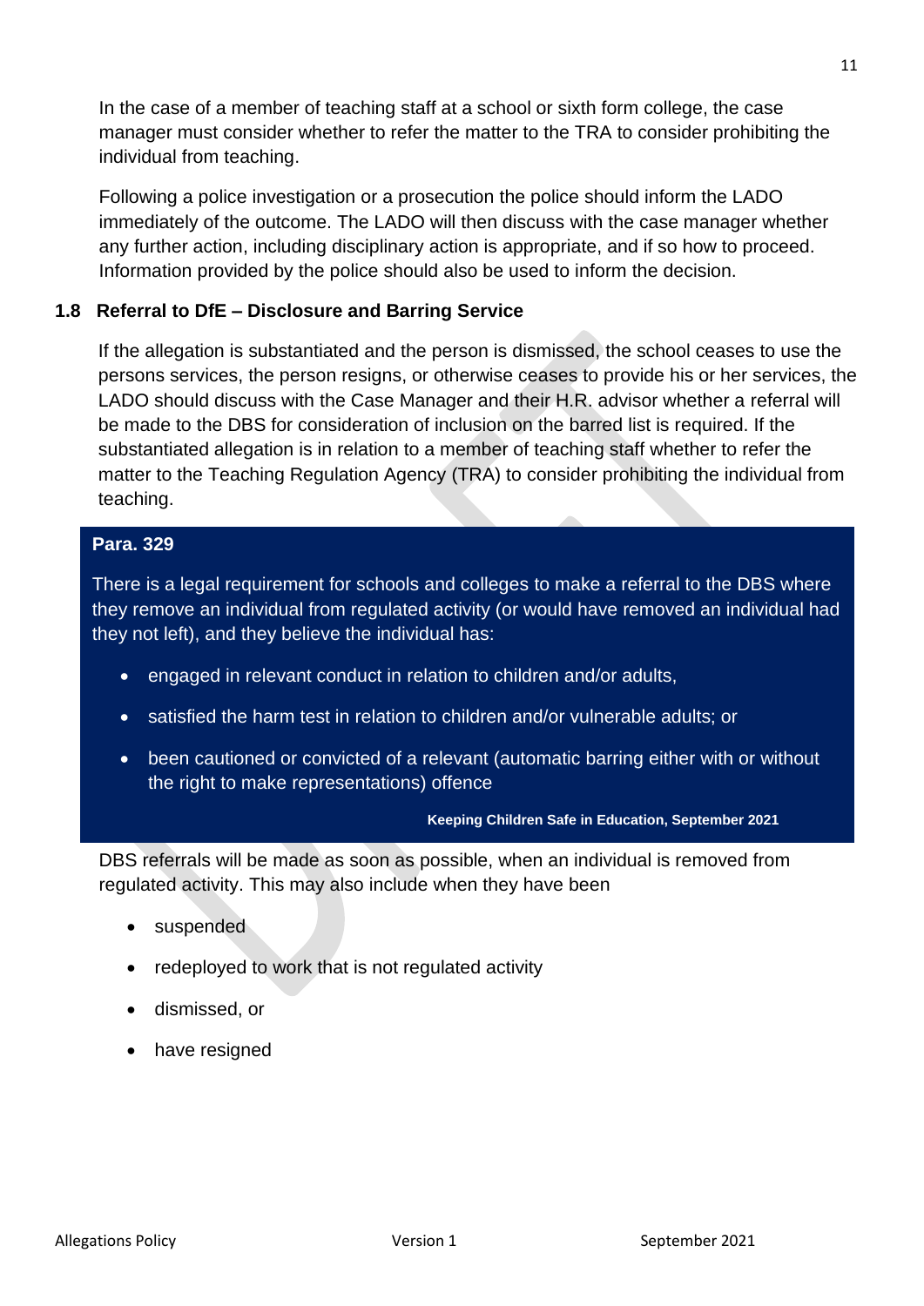In the case of a member of teaching staff at a school or sixth form college, the case manager must consider whether to refer the matter to the TRA to consider prohibiting the individual from teaching.

Following a police investigation or a prosecution the police should inform the LADO immediately of the outcome. The LADO will then discuss with the case manager whether any further action, including disciplinary action is appropriate, and if so how to proceed. Information provided by the police should also be used to inform the decision.

### 1.8 Referral to DfE – Disclosure and Barring Service

If the allegation is substantiated and the person is dismissed, the school ceases to use the persons services, the person resigns, or otherwise ceases to provide his or her services, the LADO should discuss with the Case Manager and their H.R. advisor whether a referral will be made to the DBS for consideration of inclusion on the barred list is required. If the substantiated allegation is in relation to a member of teaching staff whether to refer the matter to the Teaching Regulation Agency (TRA) to consider prohibiting the individual from teaching.

> **Para. 329**
>
> There is a legal requirement for schools and colleges to make a referral to the DBS where they remove an individual from regulated activity (or would have removed an individual had they not left), and they believe the individual has:
>
> - engaged in relevant conduct in relation to children and/or adults,
> - satisfied the harm test in relation to children and/or vulnerable adults; or
> - been cautioned or convicted of a relevant (automatic barring either with or without the right to make representations) offence
>
> **Keeping Children Safe in Education, September 2021**

DBS referrals will be made as soon as possible, when an individual is removed from regulated activity. This may also include when they have been

- suspended
- redeployed to work that is not regulated activity
- dismissed, or
- have resigned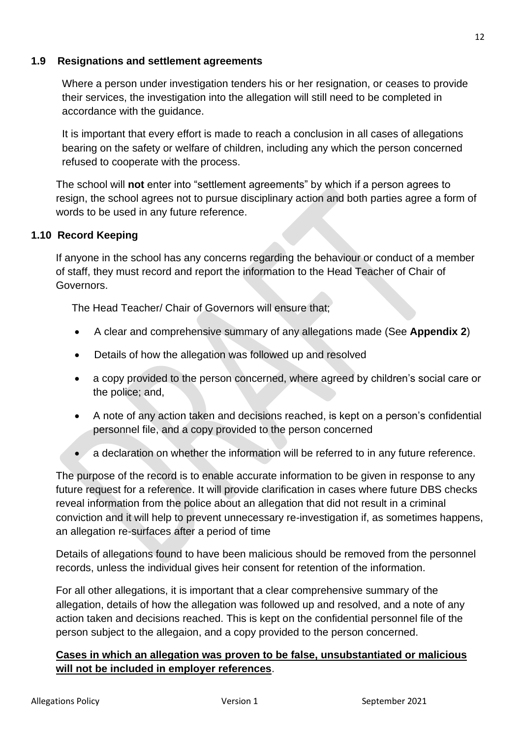### 1.9 Resignations and settlement agreements

Where a person under investigation tenders his or her resignation, or ceases to provide their services, the investigation into the allegation will still need to be completed in accordance with the guidance.

It is important that every effort is made to reach a conclusion in all cases of allegations bearing on the safety or welfare of children, including any which the person concerned refused to cooperate with the process.

The school will **not** enter into "settlement agreements" by which if a person agrees to resign, the school agrees not to pursue disciplinary action and both parties agree a form of words to be used in any future reference.

### 1.10 Record Keeping

If anyone in the school has any concerns regarding the behaviour or conduct of a member of staff, they must record and report the information to the Head Teacher of Chair of Governors.

The Head Teacher/ Chair of Governors will ensure that;

- A clear and comprehensive summary of any allegations made (See **Appendix 2**)
- Details of how the allegation was followed up and resolved
- a copy provided to the person concerned, where agreed by children's social care or the police; and,
- A note of any action taken and decisions reached, is kept on a person's confidential personnel file, and a copy provided to the person concerned
- a declaration on whether the information will be referred to in any future reference.

The purpose of the record is to enable accurate information to be given in response to any future request for a reference. It will provide clarification in cases where future DBS checks reveal information from the police about an allegation that did not result in a criminal conviction and it will help to prevent unnecessary re-investigation if, as sometimes happens, an allegation re-surfaces after a period of time

Details of allegations found to have been malicious should be removed from the personnel records, unless the individual gives heir consent for retention of the information.

For all other allegations, it is important that a clear comprehensive summary of the allegation, details of how the allegation was followed up and resolved, and a note of any action taken and decisions reached. This is kept on the confidential personnel file of the person subject to the allegaion, and a copy provided to the person concerned.

<u>**Cases in which an allegation was proven to be false, unsubstantiated or malicious will not be included in employer references**</u>.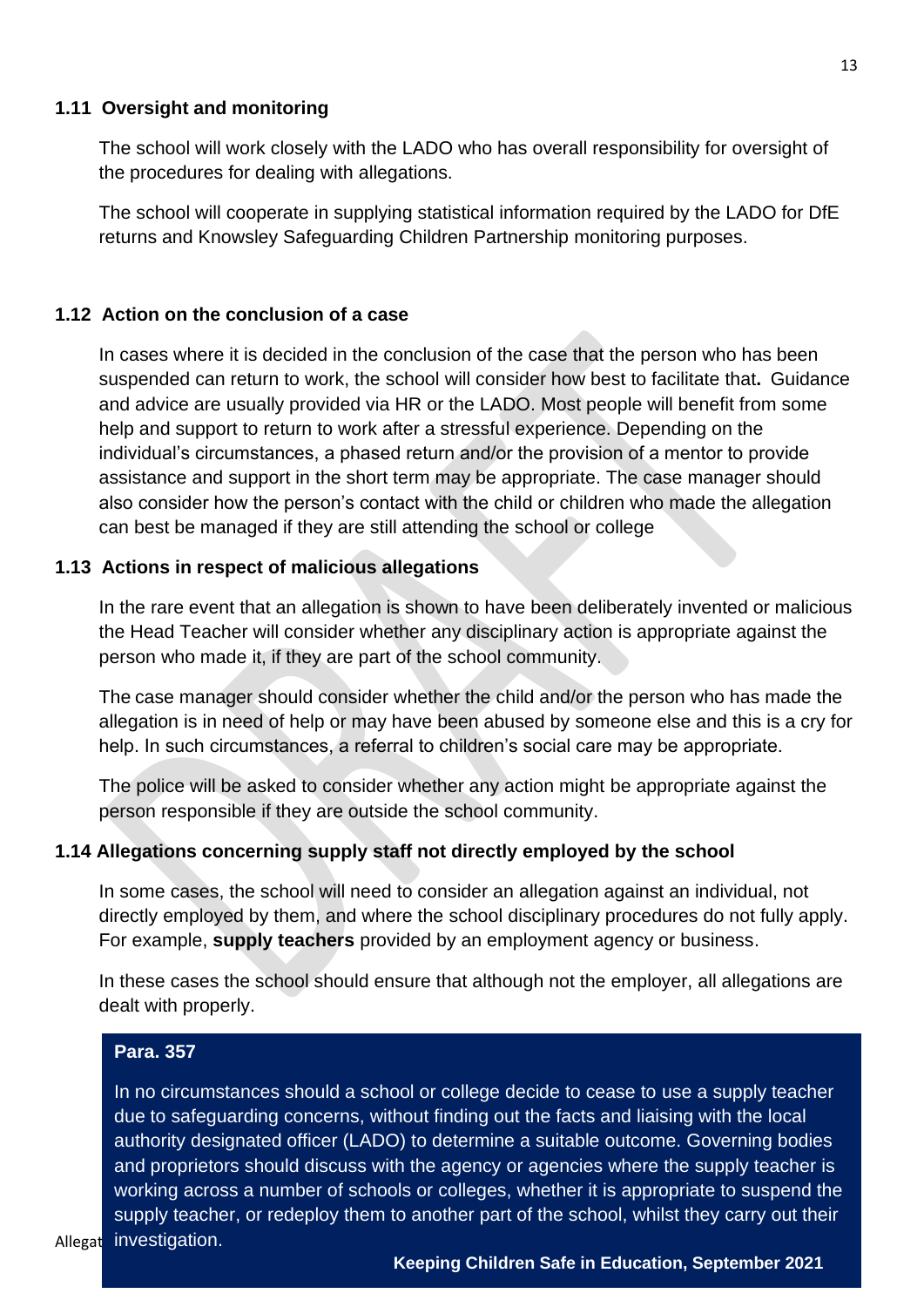### 1.11 Oversight and monitoring

The school will work closely with the LADO who has overall responsibility for oversight of the procedures for dealing with allegations.

The school will cooperate in supplying statistical information required by the LADO for DfE returns and Knowsley Safeguarding Children Partnership monitoring purposes.

### 1.12 Action on the conclusion of a case

In cases where it is decided in the conclusion of the case that the person who has been suspended can return to work, the school will consider how best to facilitate that**.** Guidance and advice are usually provided via HR or the LADO. Most people will benefit from some help and support to return to work after a stressful experience. Depending on the individual's circumstances, a phased return and/or the provision of a mentor to provide assistance and support in the short term may be appropriate. The case manager should also consider how the person's contact with the child or children who made the allegation can best be managed if they are still attending the school or college

### 1.13 Actions in respect of malicious allegations

In the rare event that an allegation is shown to have been deliberately invented or malicious the Head Teacher will consider whether any disciplinary action is appropriate against the person who made it, if they are part of the school community.

The case manager should consider whether the child and/or the person who has made the allegation is in need of help or may have been abused by someone else and this is a cry for help. In such circumstances, a referral to children's social care may be appropriate.

The police will be asked to consider whether any action might be appropriate against the person responsible if they are outside the school community.

### 1.14 Allegations concerning supply staff not directly employed by the school

In some cases, the school will need to consider an allegation against an individual, not directly employed by them, and where the school disciplinary procedures do not fully apply. For example, **supply teachers** provided by an employment agency or business.

In these cases the school should ensure that although not the employer, all allegations are dealt with properly.

> **Para. 357**
>
> In no circumstances should a school or college decide to cease to use a supply teacher due to safeguarding concerns, without finding out the facts and liaising with the local authority designated officer (LADO) to determine a suitable outcome. Governing bodies and proprietors should discuss with the agency or agencies where the supply teacher is working across a number of schools or colleges, whether it is appropriate to suspend the supply teacher, or redeploy them to another part of the school, whilst they carry out their investigation.
>
> **Keeping Children Safe in Education, September 2021**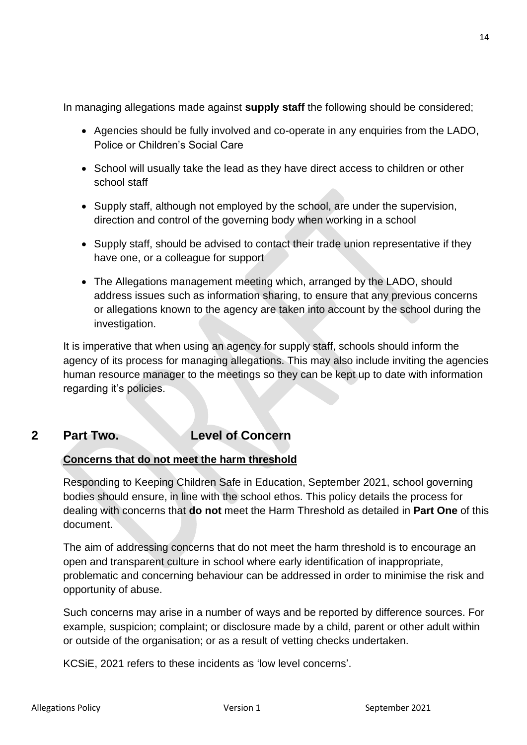In managing allegations made against **supply staff** the following should be considered;

- Agencies should be fully involved and co-operate in any enquiries from the LADO, Police or Children's Social Care
- School will usually take the lead as they have direct access to children or other school staff
- Supply staff, although not employed by the school, are under the supervision, direction and control of the governing body when working in a school
- Supply staff, should be advised to contact their trade union representative if they have one, or a colleague for support
- The Allegations management meeting which, arranged by the LADO, should address issues such as information sharing, to ensure that any previous concerns or allegations known to the agency are taken into account by the school during the investigation.

It is imperative that when using an agency for supply staff, schools should inform the agency of its process for managing allegations. This may also include inviting the agencies human resource manager to the meetings so they can be kept up to date with information regarding it's policies.

# 2 Part Two. Level of Concern

**Concerns that do not meet the harm threshold**

Responding to Keeping Children Safe in Education, September 2021, school governing bodies should ensure, in line with the school ethos. This policy details the process for dealing with concerns that **do not** meet the Harm Threshold as detailed in **Part One** of this document.

The aim of addressing concerns that do not meet the harm threshold is to encourage an open and transparent culture in school where early identification of inappropriate, problematic and concerning behaviour can be addressed in order to minimise the risk and opportunity of abuse.

Such concerns may arise in a number of ways and be reported by difference sources. For example, suspicion; complaint; or disclosure made by a child, parent or other adult within or outside of the organisation; or as a result of vetting checks undertaken.

KCSiE, 2021 refers to these incidents as 'low level concerns'.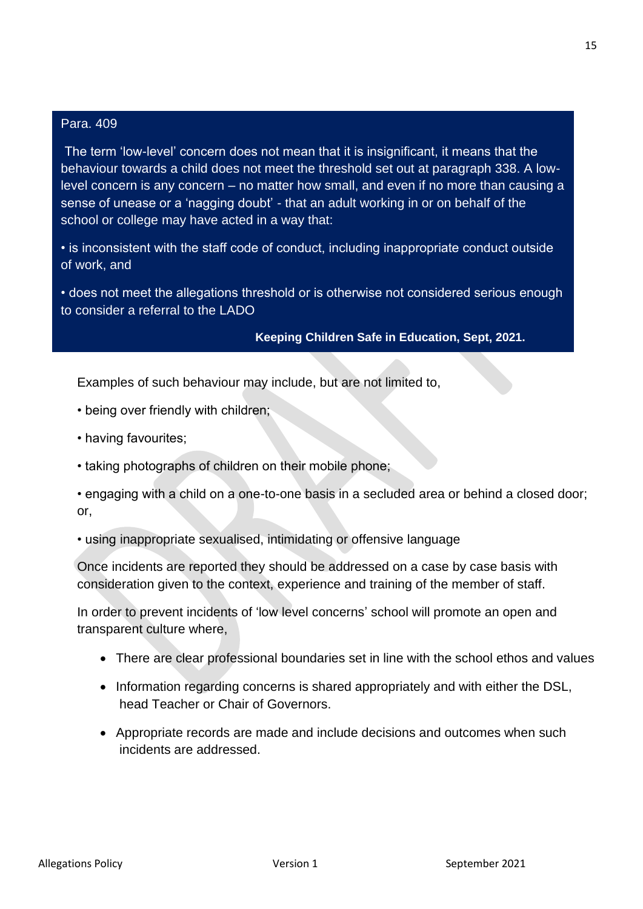> Para. 409
>
> The term 'low-level' concern does not mean that it is insignificant, it means that the behaviour towards a child does not meet the threshold set out at paragraph 338. A low-level concern is any concern – no matter how small, and even if no more than causing a sense of unease or a 'nagging doubt' - that an adult working in or on behalf of the school or college may have acted in a way that:
>
> • is inconsistent with the staff code of conduct, including inappropriate conduct outside of work, and
>
> • does not meet the allegations threshold or is otherwise not considered serious enough to consider a referral to the LADO
>
> **Keeping Children Safe in Education, Sept, 2021.**

Examples of such behaviour may include, but are not limited to,

• being over friendly with children;

• having favourites;

• taking photographs of children on their mobile phone;

• engaging with a child on a one-to-one basis in a secluded area or behind a closed door; or,

• using inappropriate sexualised, intimidating or offensive language

Once incidents are reported they should be addressed on a case by case basis with consideration given to the context, experience and training of the member of staff.

In order to prevent incidents of 'low level concerns' school will promote an open and transparent culture where,

- There are clear professional boundaries set in line with the school ethos and values
- Information regarding concerns is shared appropriately and with either the DSL, head Teacher or Chair of Governors.
- Appropriate records are made and include decisions and outcomes when such incidents are addressed.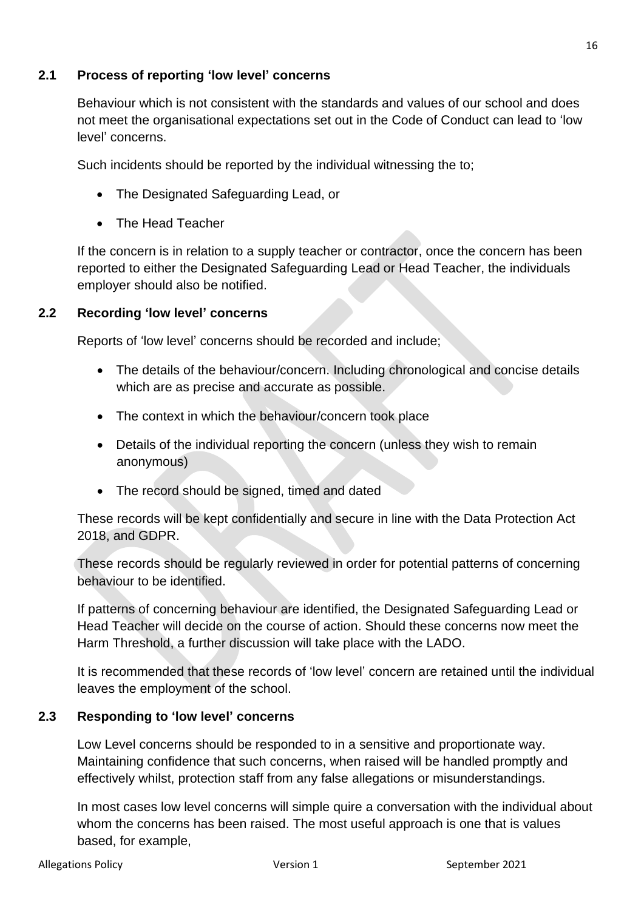### 2.1 Process of reporting 'low level' concerns

Behaviour which is not consistent with the standards and values of our school and does not meet the organisational expectations set out in the Code of Conduct can lead to 'low level' concerns.

Such incidents should be reported by the individual witnessing the to;

- The Designated Safeguarding Lead, or
- The Head Teacher

If the concern is in relation to a supply teacher or contractor, once the concern has been reported to either the Designated Safeguarding Lead or Head Teacher, the individuals employer should also be notified.

### 2.2 Recording 'low level' concerns

Reports of 'low level' concerns should be recorded and include;

- The details of the behaviour/concern. Including chronological and concise details which are as precise and accurate as possible.
- The context in which the behaviour/concern took place
- Details of the individual reporting the concern (unless they wish to remain anonymous)
- The record should be signed, timed and dated

These records will be kept confidentially and secure in line with the Data Protection Act 2018, and GDPR.

These records should be regularly reviewed in order for potential patterns of concerning behaviour to be identified.

If patterns of concerning behaviour are identified, the Designated Safeguarding Lead or Head Teacher will decide on the course of action. Should these concerns now meet the Harm Threshold, a further discussion will take place with the LADO.

It is recommended that these records of 'low level' concern are retained until the individual leaves the employment of the school.

### 2.3 Responding to 'low level' concerns

Low Level concerns should be responded to in a sensitive and proportionate way. Maintaining confidence that such concerns, when raised will be handled promptly and effectively whilst, protection staff from any false allegations or misunderstandings.

In most cases low level concerns will simple quire a conversation with the individual about whom the concerns has been raised. The most useful approach is one that is values based, for example,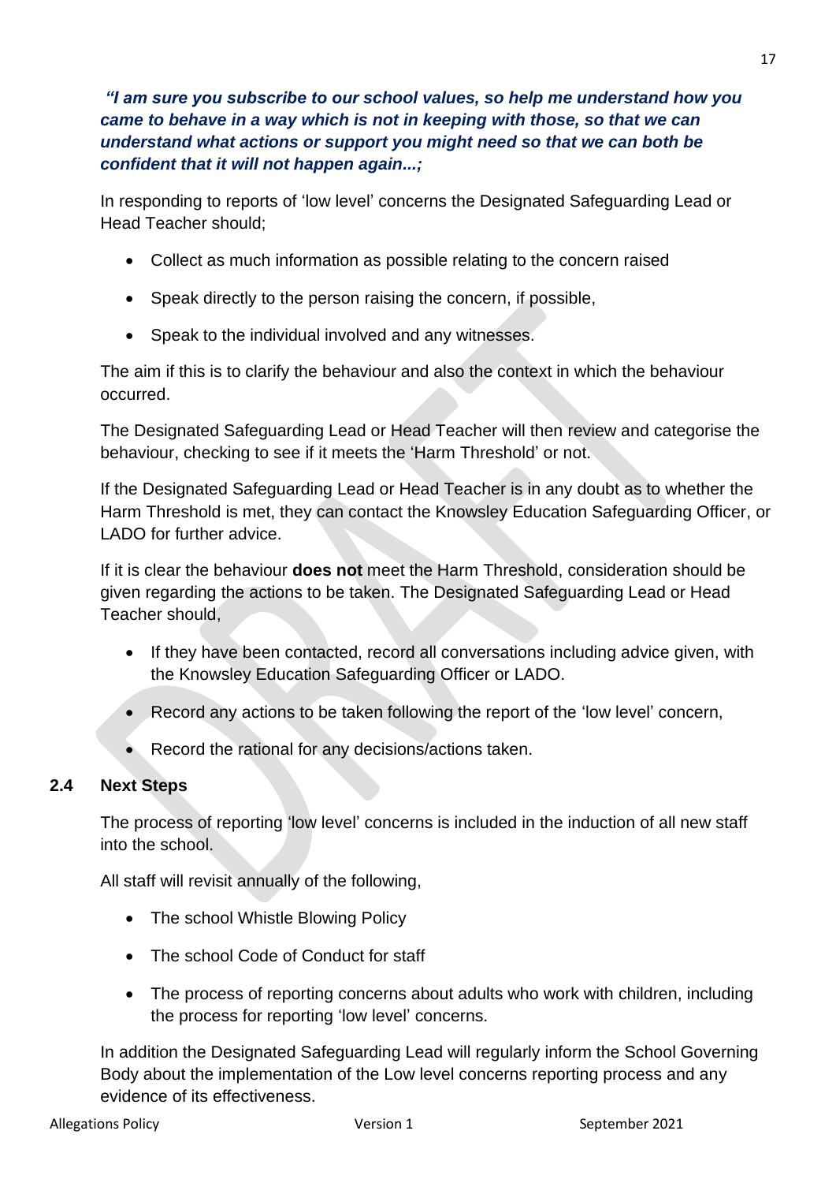***"I am sure you subscribe to our school values, so help me understand how you came to behave in a way which is not in keeping with those, so that we can understand what actions or support you might need so that we can both be confident that it will not happen again...;***

In responding to reports of 'low level' concerns the Designated Safeguarding Lead or Head Teacher should;

- Collect as much information as possible relating to the concern raised
- Speak directly to the person raising the concern, if possible,
- Speak to the individual involved and any witnesses.

The aim if this is to clarify the behaviour and also the context in which the behaviour occurred.

The Designated Safeguarding Lead or Head Teacher will then review and categorise the behaviour, checking to see if it meets the 'Harm Threshold' or not.

If the Designated Safeguarding Lead or Head Teacher is in any doubt as to whether the Harm Threshold is met, they can contact the Knowsley Education Safeguarding Officer, or LADO for further advice.

If it is clear the behaviour **does not** meet the Harm Threshold, consideration should be given regarding the actions to be taken. The Designated Safeguarding Lead or Head Teacher should,

- If they have been contacted, record all conversations including advice given, with the Knowsley Education Safeguarding Officer or LADO.
- Record any actions to be taken following the report of the 'low level' concern,
- Record the rational for any decisions/actions taken.

### 2.4 Next Steps

The process of reporting 'low level' concerns is included in the induction of all new staff into the school.

All staff will revisit annually of the following,

- The school Whistle Blowing Policy
- The school Code of Conduct for staff
- The process of reporting concerns about adults who work with children, including the process for reporting 'low level' concerns.

In addition the Designated Safeguarding Lead will regularly inform the School Governing Body about the implementation of the Low level concerns reporting process and any evidence of its effectiveness.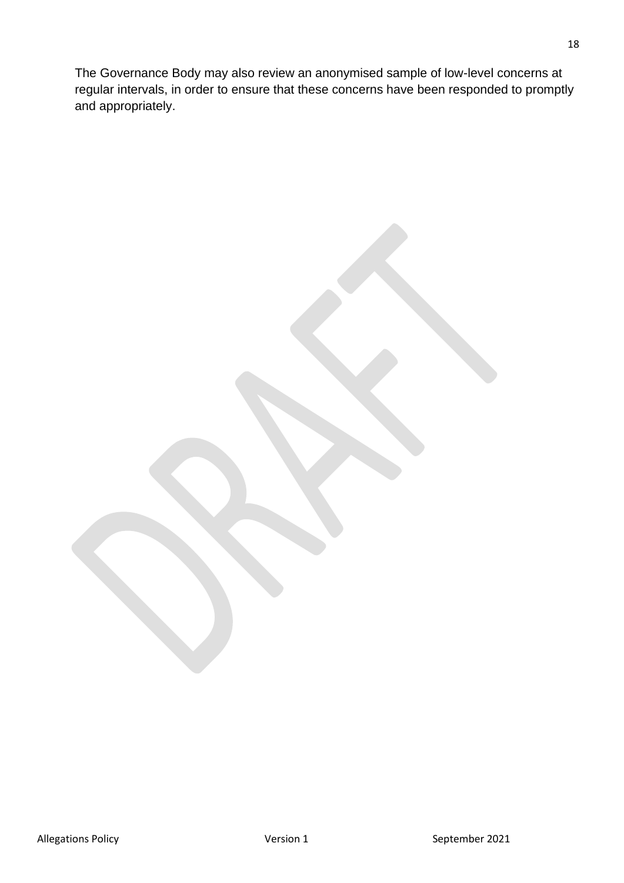The Governance Body may also review an anonymised sample of low-level concerns at regular intervals, in order to ensure that these concerns have been responded to promptly and appropriately.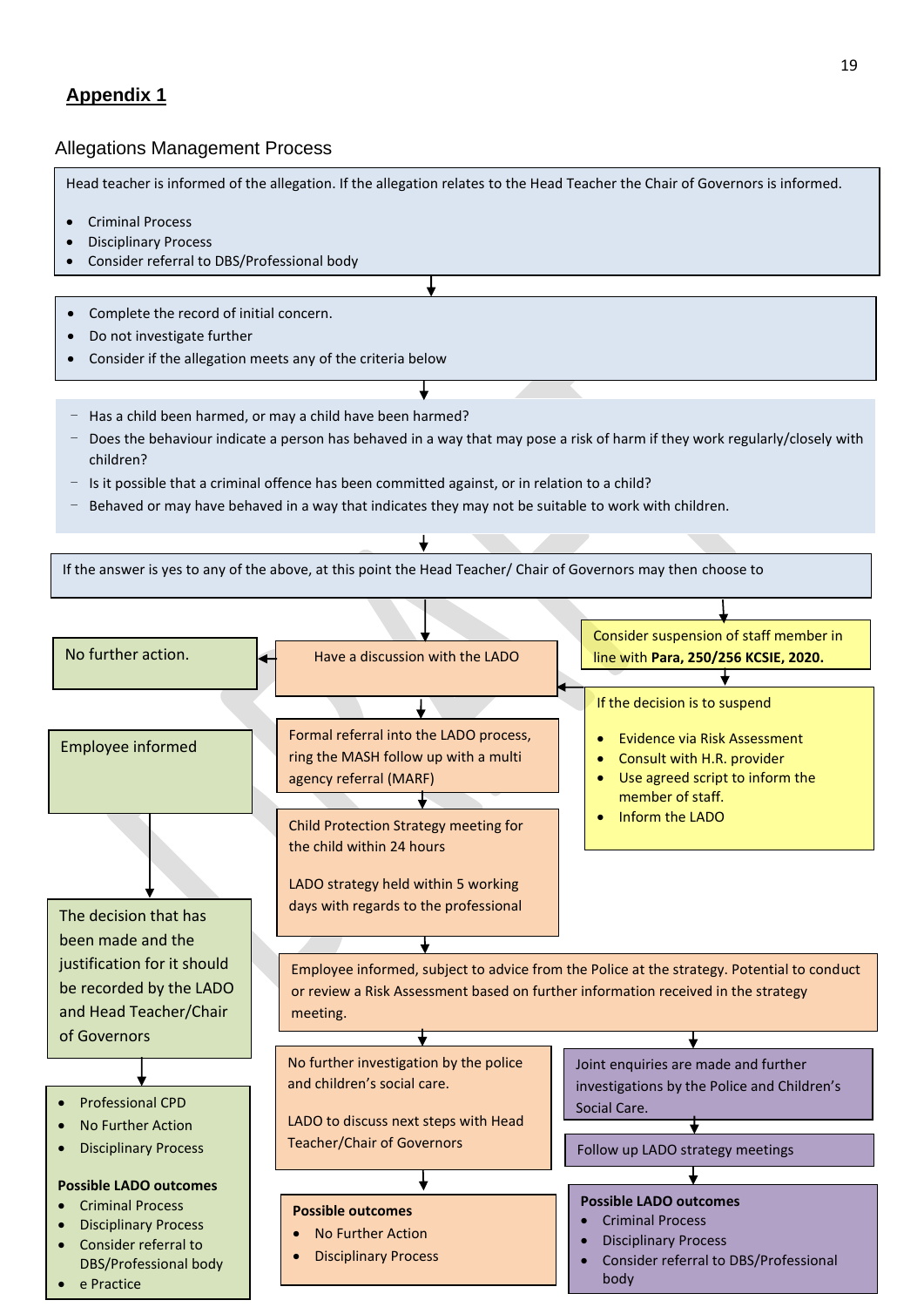## Appendix 1

### Allegations Management Process

Head teacher is informed of the allegation. If the allegation relates to the Head Teacher the Chair of Governors is informed.

- Criminal Process
- Disciplinary Process
- Consider referral to DBS/Professional body

↓

- Complete the record of initial concern.
- Do not investigate further
- Consider if the allegation meets any of the criteria below

↓

- Has a child been harmed, or may a child have been harmed?
- Does the behaviour indicate a person has behaved in a way that may pose a risk of harm if they work regularly/closely with children?
- Is it possible that a criminal offence has been committed against, or in relation to a child?
- Behaved or may have behaved in a way that indicates they may not be suitable to work with children.

↓

If the answer is yes to any of the above, at this point the Head Teacher/ Chair of Governors may then choose to

↓

Have a discussion with the LADO

Consider suspension of staff member in line with **Para, 250/256 KCSIE, 2020.**

If the decision is to suspend

- Evidence via Risk Assessment
- Consult with H.R. provider
- Use agreed script to inform the member of staff.
- Inform the LADO

No further action.

Employee informed

The decision that has been made and the justification for it should be recorded by the LADO and Head Teacher/Chair of Governors

- Professional CPD
- No Further Action
- Disciplinary Process

**Possible LADO outcomes**

- Criminal Process
- Disciplinary Process
- Consider referral to DBS/Professional body
- e Practice

Formal referral into the LADO process, ring the MASH follow up with a multi agency referral (MARF)

↓

Child Protection Strategy meeting for the child within 24 hours

LADO strategy held within 5 working days with regards to the professional

↓

Employee informed, subject to advice from the Police at the strategy. Potential to conduct or review a Risk Assessment based on further information received in the strategy meeting.

↓

No further investigation by the police and children's social care.

LADO to discuss next steps with Head Teacher/Chair of Governors

↓

**Possible outcomes**

- No Further Action
- Disciplinary Process

Joint enquiries are made and further investigations by the Police and Children's Social Care.

↓

Follow up LADO strategy meetings

↓

**Possible LADO outcomes**

- Criminal Process
- Disciplinary Process
- Consider referral to DBS/Professional body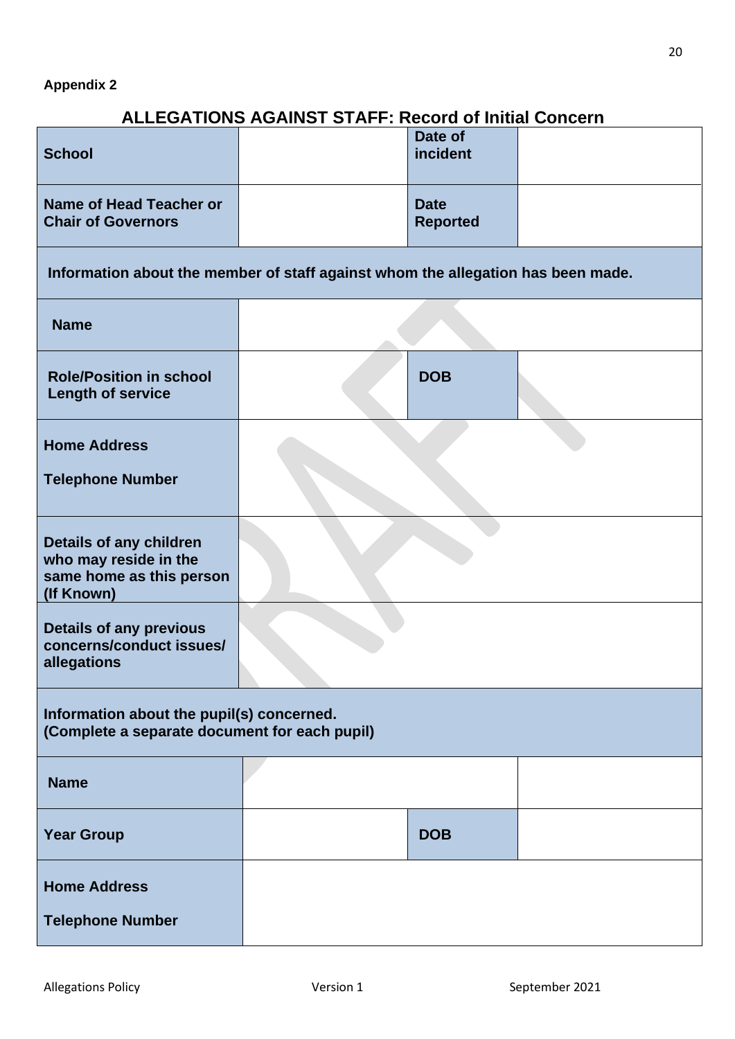**Appendix 2**

## ALLEGATIONS AGAINST STAFF: Record of Initial Concern

| **School** | | **Date of incident** | |
|---|---|---|---|
| **Name of Head Teacher or Chair of Governors** | | **Date Reported** | |
| **Information about the member of staff against whom the allegation has been made.** | | | |
| **Name** | | | |
| **Role/Position in school**<br>**Length of service** | | **DOB** | |
| **Home Address**<br><br>**Telephone Number** | | | |
| **Details of any children who may reside in the same home as this person (If Known)** | | | |
| **Details of any previous concerns/conduct issues/ allegations** | | | |
| **Information about the pupil(s) concerned.**<br>**(Complete a separate document for each pupil)** | | | |
| **Name** | | | |
| **Year Group** | | **DOB** | |
| **Home Address**<br><br>**Telephone Number** | | | |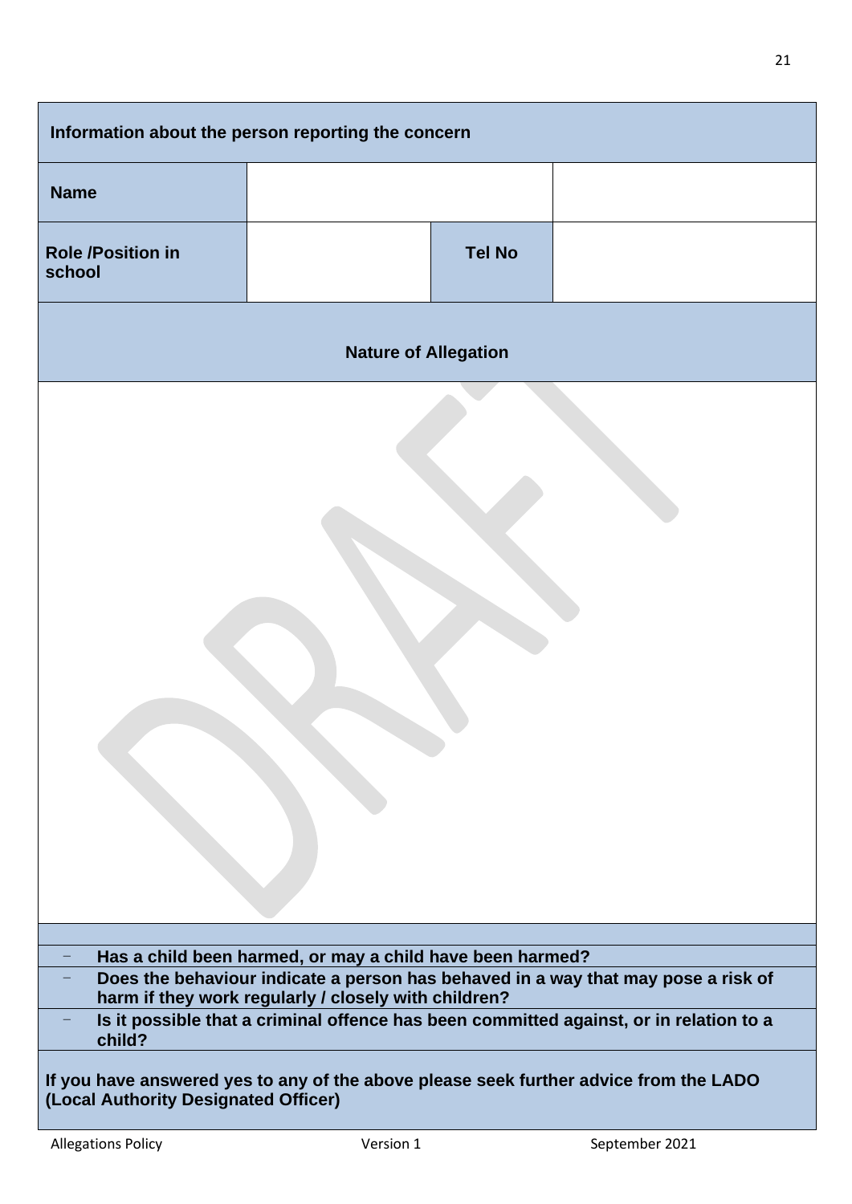| Information about the person reporting the concern | | | |
|---|---|---|---|
| **Name** | | | |
| **Role /Position in school** | | **Tel No** | |
| **Nature of Allegation** | | | |
| | | | |

- **Has a child been harmed, or may a child have been harmed?**
- **Does the behaviour indicate a person has behaved in a way that may pose a risk of harm if they work regularly / closely with children?**
- **Is it possible that a criminal offence has been committed against, or in relation to a child?**

**If you have answered yes to any of the above please seek further advice from the LADO (Local Authority Designated Officer)**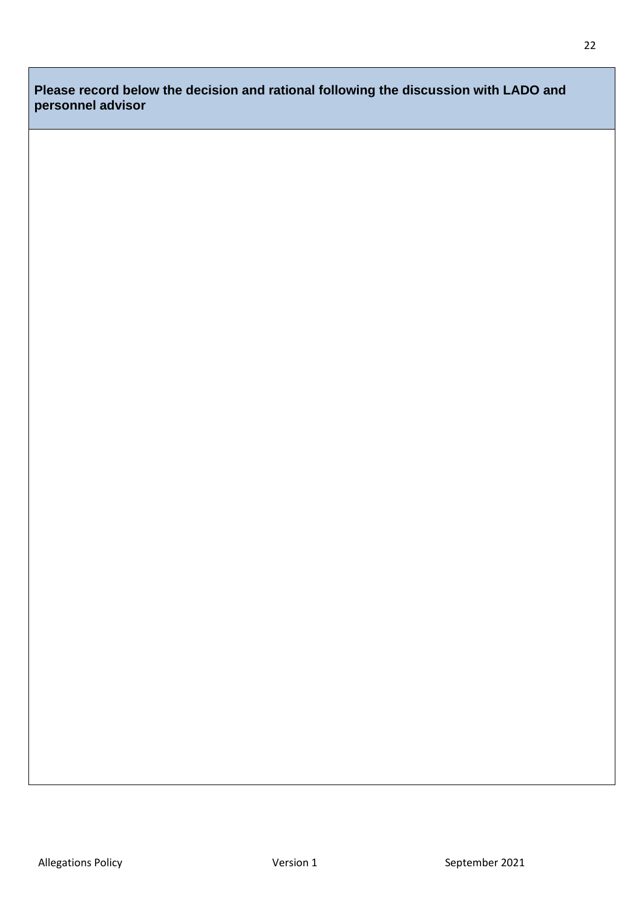| **Please record below the decision and rational following the discussion with LADO and personnel advisor** |
| --- |
| |